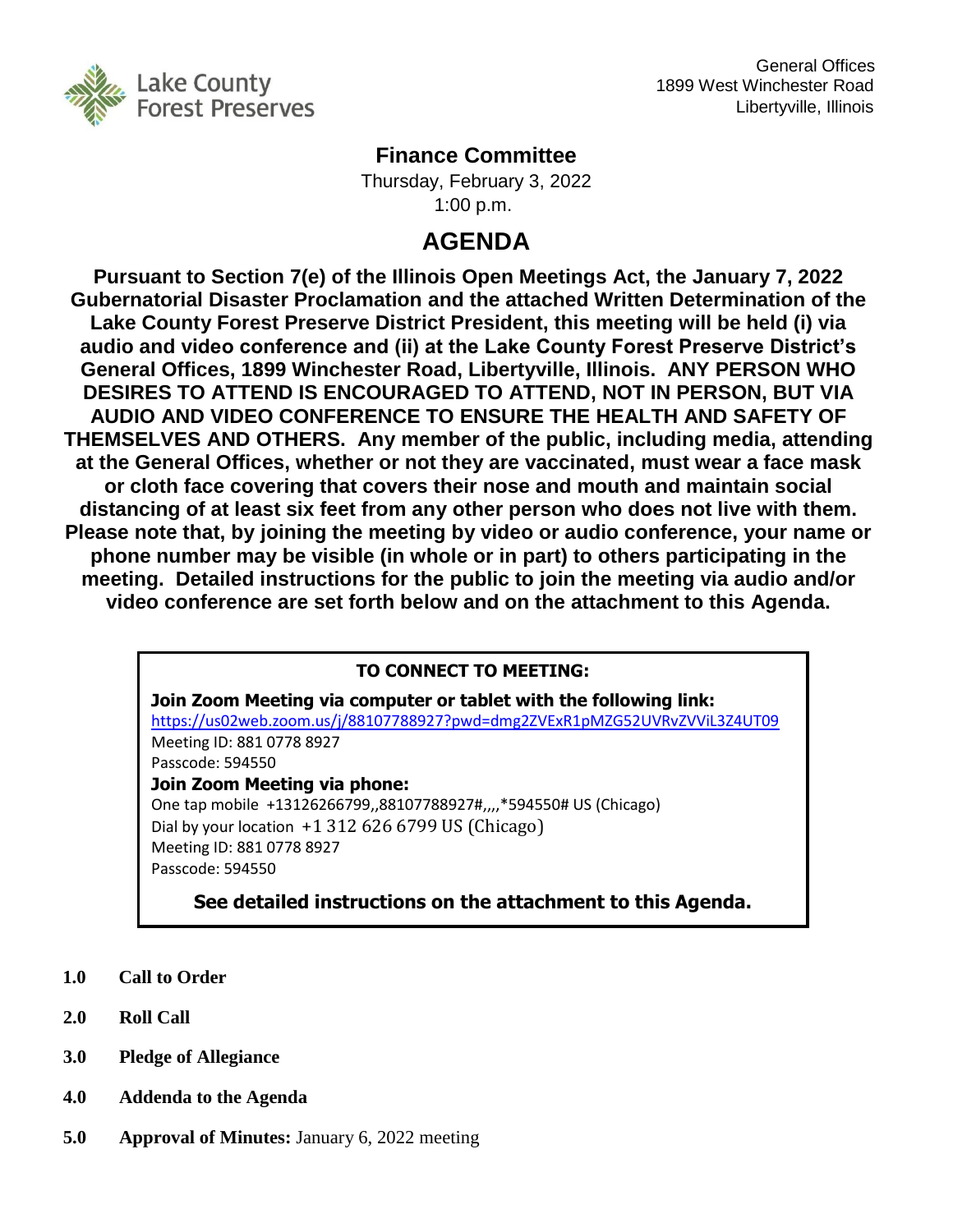Lake County Forest Preserves

General Offices
1899 West Winchester Road
Libertyville, Illinois

## Finance Committee

Thursday, February 3, 2022
1:00 p.m.

# AGENDA

**Pursuant to Section 7(e) of the Illinois Open Meetings Act, the January 7, 2022 Gubernatorial Disaster Proclamation and the attached Written Determination of the Lake County Forest Preserve District President, this meeting will be held (i) via audio and video conference and (ii) at the Lake County Forest Preserve District's General Offices, 1899 Winchester Road, Libertyville, Illinois. ANY PERSON WHO DESIRES TO ATTEND IS ENCOURAGED TO ATTEND, NOT IN PERSON, BUT VIA AUDIO AND VIDEO CONFERENCE TO ENSURE THE HEALTH AND SAFETY OF THEMSELVES AND OTHERS. Any member of the public, including media, attending at the General Offices, whether or not they are vaccinated, must wear a face mask or cloth face covering that covers their nose and mouth and maintain social distancing of at least six feet from any other person who does not live with them. Please note that, by joining the meeting by video or audio conference, your name or phone number may be visible (in whole or in part) to others participating in the meeting. Detailed instructions for the public to join the meeting via audio and/or video conference are set forth below and on the attachment to this Agenda.**

**TO CONNECT TO MEETING:**

**Join Zoom Meeting via computer or tablet with the following link:**
https://us02web.zoom.us/j/88107788927?pwd=dmg2ZVExR1pMZG52UVRvZVViL3Z4UT09
Meeting ID: 881 0778 8927
Passcode: 594550

**Join Zoom Meeting via phone:**
One tap mobile +13126266799,,88107788927#,,,,*594550# US (Chicago)
Dial by your location +1 312 626 6799 US (Chicago)
Meeting ID: 881 0778 8927
Passcode: 594550

**See detailed instructions on the attachment to this Agenda.**

**1.0 Call to Order**

**2.0 Roll Call**

**3.0 Pledge of Allegiance**

**4.0 Addenda to the Agenda**

**5.0 Approval of Minutes:** January 6, 2022 meeting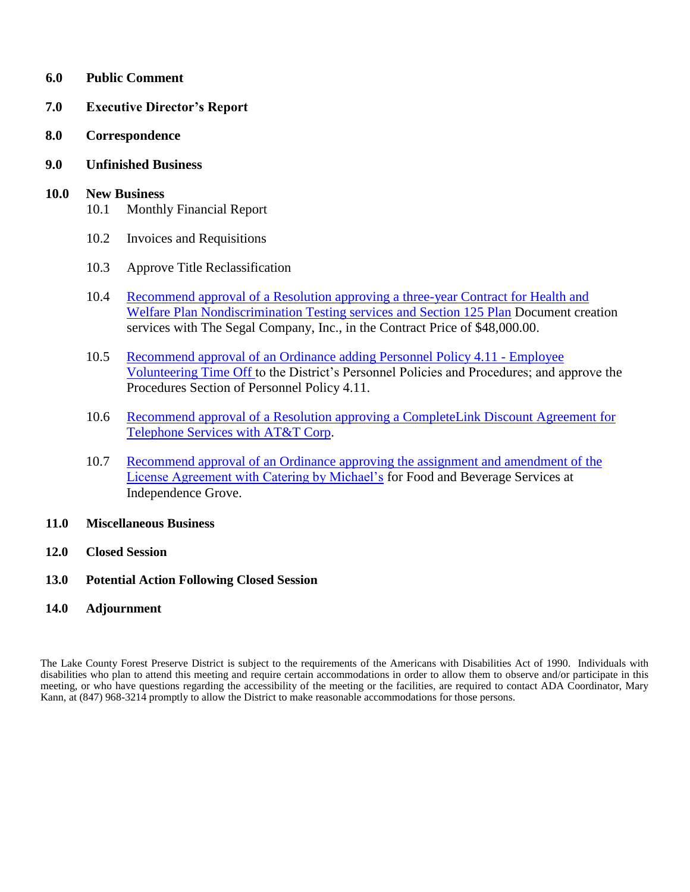**6.0 Public Comment**

**7.0 Executive Director's Report**

**8.0 Correspondence**

**9.0 Unfinished Business**

**10.0 New Business**

10.1 Monthly Financial Report

10.2 Invoices and Requisitions

10.3 Approve Title Reclassification

10.4 Recommend approval of a Resolution approving a three-year Contract for Health and Welfare Plan Nondiscrimination Testing services and Section 125 Plan Document creation services with The Segal Company, Inc., in the Contract Price of $48,000.00.

10.5 Recommend approval of an Ordinance adding Personnel Policy 4.11 - Employee Volunteering Time Off to the District's Personnel Policies and Procedures; and approve the Procedures Section of Personnel Policy 4.11.

10.6 Recommend approval of a Resolution approving a CompleteLink Discount Agreement for Telephone Services with AT&T Corp.

10.7 Recommend approval of an Ordinance approving the assignment and amendment of the License Agreement with Catering by Michael's for Food and Beverage Services at Independence Grove.

**11.0 Miscellaneous Business**

**12.0 Closed Session**

**13.0 Potential Action Following Closed Session**

**14.0 Adjournment**

The Lake County Forest Preserve District is subject to the requirements of the Americans with Disabilities Act of 1990. Individuals with disabilities who plan to attend this meeting and require certain accommodations in order to allow them to observe and/or participate in this meeting, or who have questions regarding the accessibility of the meeting or the facilities, are required to contact ADA Coordinator, Mary Kann, at (847) 968-3214 promptly to allow the District to make reasonable accommodations for those persons.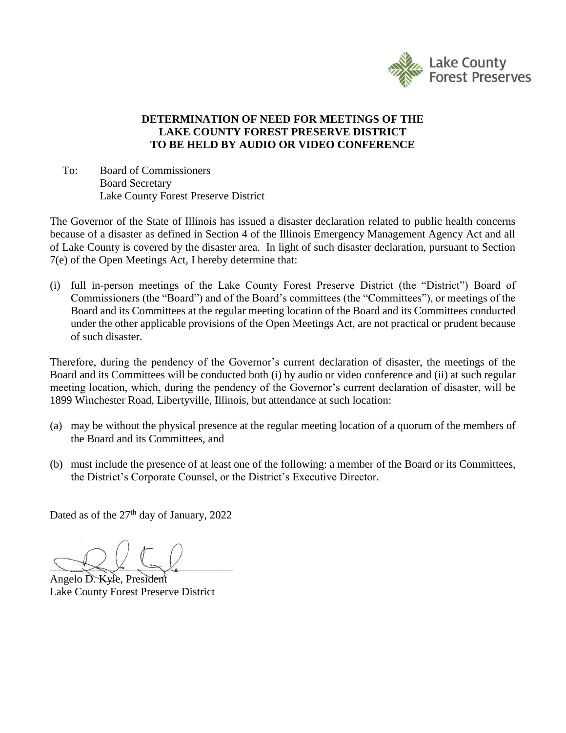Lake County Forest Preserves

**DETERMINATION OF NEED FOR MEETINGS OF THE LAKE COUNTY FOREST PRESERVE DISTRICT TO BE HELD BY AUDIO OR VIDEO CONFERENCE**

To: Board of Commissioners
Board Secretary
Lake County Forest Preserve District

The Governor of the State of Illinois has issued a disaster declaration related to public health concerns because of a disaster as defined in Section 4 of the Illinois Emergency Management Agency Act and all of Lake County is covered by the disaster area. In light of such disaster declaration, pursuant to Section 7(e) of the Open Meetings Act, I hereby determine that:

(i) full in-person meetings of the Lake County Forest Preserve District (the "District") Board of Commissioners (the "Board") and of the Board's committees (the "Committees"), or meetings of the Board and its Committees at the regular meeting location of the Board and its Committees conducted under the other applicable provisions of the Open Meetings Act, are not practical or prudent because of such disaster.

Therefore, during the pendency of the Governor's current declaration of disaster, the meetings of the Board and its Committees will be conducted both (i) by audio or video conference and (ii) at such regular meeting location, which, during the pendency of the Governor's current declaration of disaster, will be 1899 Winchester Road, Libertyville, Illinois, but attendance at such location:

(a) may be without the physical presence at the regular meeting location of a quorum of the members of the Board and its Committees, and

(b) must include the presence of at least one of the following: a member of the Board or its Committees, the District's Corporate Counsel, or the District's Executive Director.

Dated as of the 27th day of January, 2022

Angelo D. Kyle, President
Lake County Forest Preserve District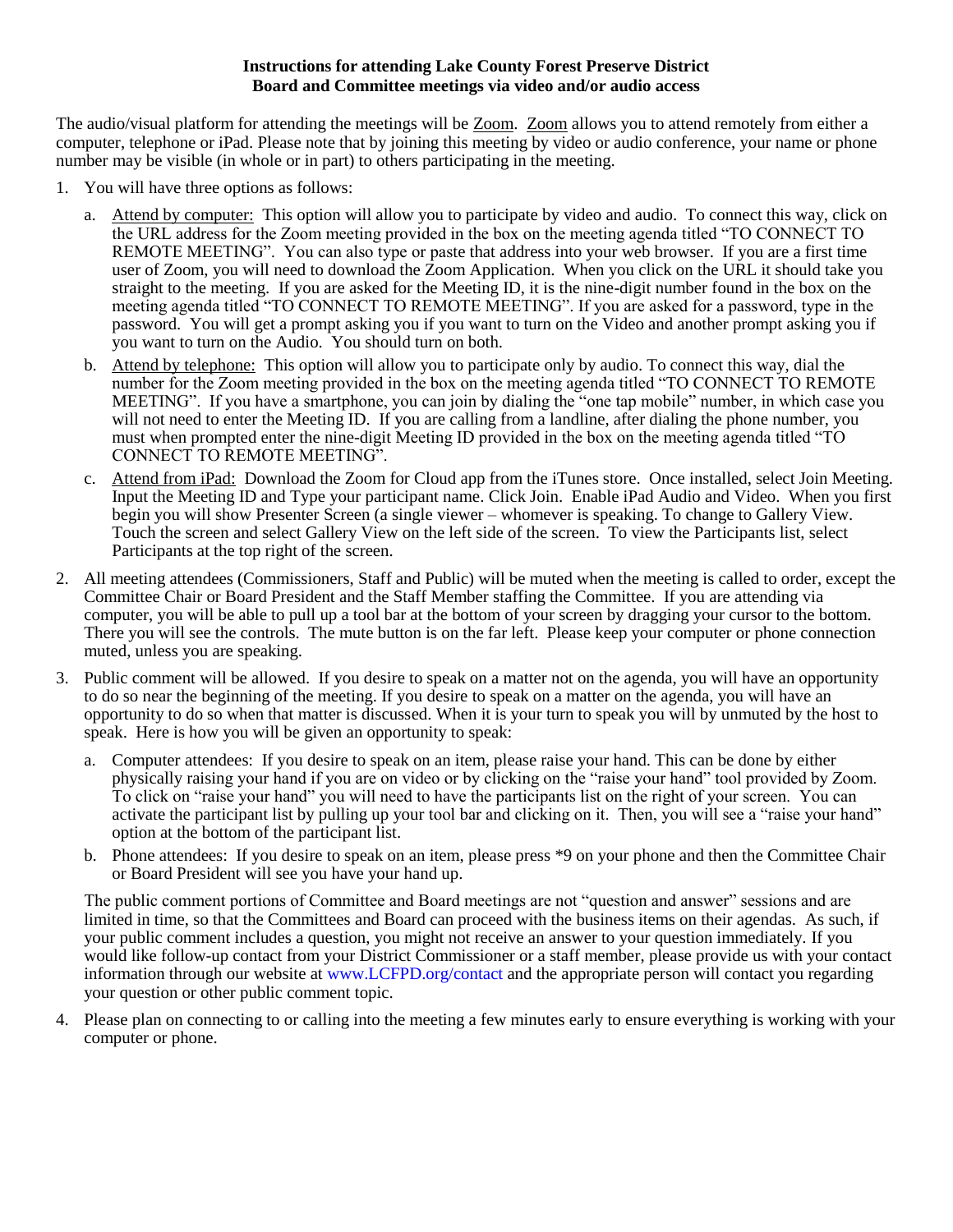**Instructions for attending Lake County Forest Preserve District Board and Committee meetings via video and/or audio access**

The audio/visual platform for attending the meetings will be Zoom. Zoom allows you to attend remotely from either a computer, telephone or iPad. Please note that by joining this meeting by video or audio conference, your name or phone number may be visible (in whole or in part) to others participating in the meeting.

1. You will have three options as follows:

   a. Attend by computer: This option will allow you to participate by video and audio. To connect this way, click on the URL address for the Zoom meeting provided in the box on the meeting agenda titled "TO CONNECT TO REMOTE MEETING". You can also type or paste that address into your web browser. If you are a first time user of Zoom, you will need to download the Zoom Application. When you click on the URL it should take you straight to the meeting. If you are asked for the Meeting ID, it is the nine-digit number found in the box on the meeting agenda titled "TO CONNECT TO REMOTE MEETING". If you are asked for a password, type in the password. You will get a prompt asking you if you want to turn on the Video and another prompt asking you if you want to turn on the Audio. You should turn on both.

   b. Attend by telephone: This option will allow you to participate only by audio. To connect this way, dial the number for the Zoom meeting provided in the box on the meeting agenda titled "TO CONNECT TO REMOTE MEETING". If you have a smartphone, you can join by dialing the "one tap mobile" number, in which case you will not need to enter the Meeting ID. If you are calling from a landline, after dialing the phone number, you must when prompted enter the nine-digit Meeting ID provided in the box on the meeting agenda titled "TO CONNECT TO REMOTE MEETING".

   c. Attend from iPad: Download the Zoom for Cloud app from the iTunes store. Once installed, select Join Meeting. Input the Meeting ID and Type your participant name. Click Join. Enable iPad Audio and Video. When you first begin you will show Presenter Screen (a single viewer – whomever is speaking. To change to Gallery View. Touch the screen and select Gallery View on the left side of the screen. To view the Participants list, select Participants at the top right of the screen.

2. All meeting attendees (Commissioners, Staff and Public) will be muted when the meeting is called to order, except the Committee Chair or Board President and the Staff Member staffing the Committee. If you are attending via computer, you will be able to pull up a tool bar at the bottom of your screen by dragging your cursor to the bottom. There you will see the controls. The mute button is on the far left. Please keep your computer or phone connection muted, unless you are speaking.

3. Public comment will be allowed. If you desire to speak on a matter not on the agenda, you will have an opportunity to do so near the beginning of the meeting. If you desire to speak on a matter on the agenda, you will have an opportunity to do so when that matter is discussed. When it is your turn to speak you will by unmuted by the host to speak. Here is how you will be given an opportunity to speak:

   a. Computer attendees: If you desire to speak on an item, please raise your hand. This can be done by either physically raising your hand if you are on video or by clicking on the "raise your hand" tool provided by Zoom. To click on "raise your hand" you will need to have the participants list on the right of your screen. You can activate the participant list by pulling up your tool bar and clicking on it. Then, you will see a "raise your hand" option at the bottom of the participant list.

   b. Phone attendees: If you desire to speak on an item, please press *9 on your phone and then the Committee Chair or Board President will see you have your hand up.

   The public comment portions of Committee and Board meetings are not "question and answer" sessions and are limited in time, so that the Committees and Board can proceed with the business items on their agendas. As such, if your public comment includes a question, you might not receive an answer to your question immediately. If you would like follow-up contact from your District Commissioner or a staff member, please provide us with your contact information through our website at www.LCFPD.org/contact and the appropriate person will contact you regarding your question or other public comment topic.

4. Please plan on connecting to or calling into the meeting a few minutes early to ensure everything is working with your computer or phone.